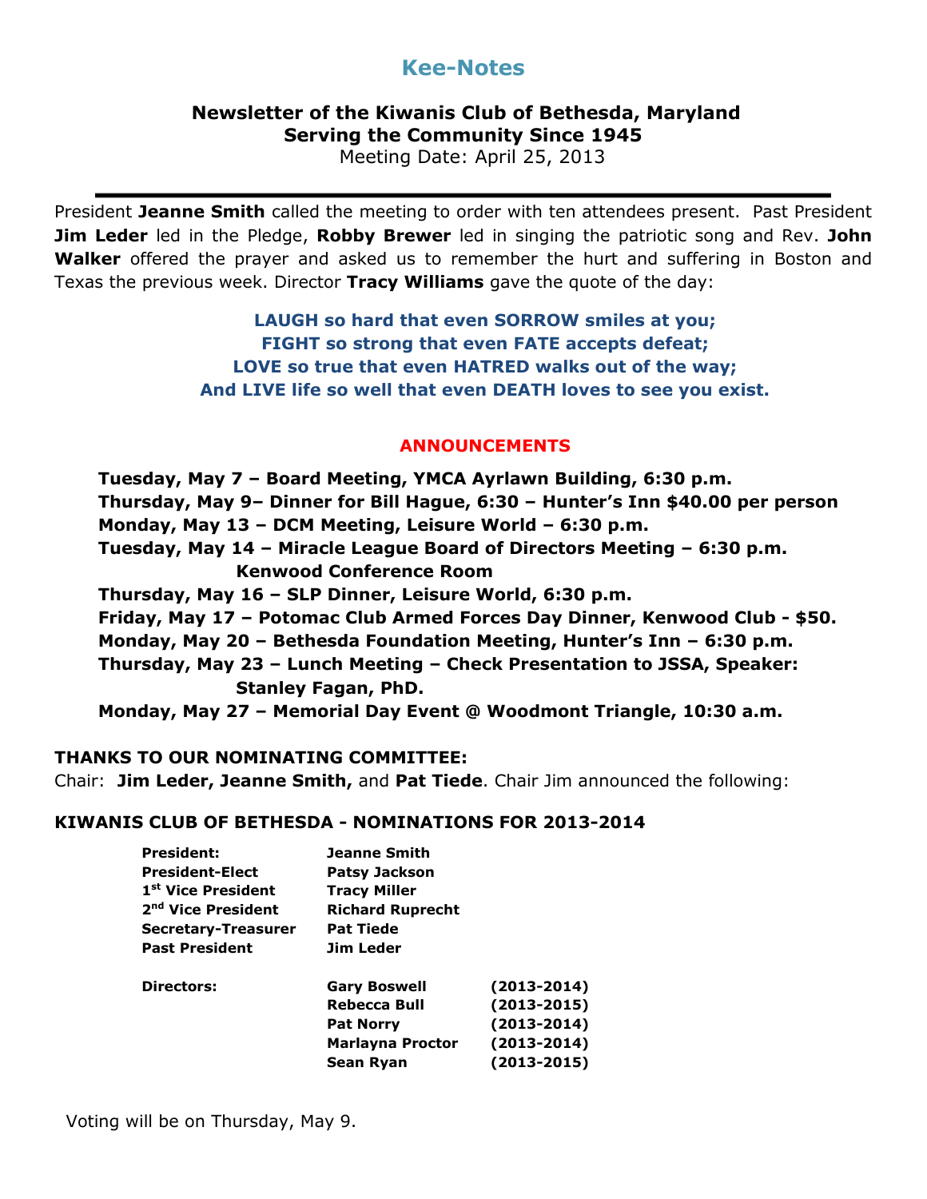# Kee-Notes

## Newsletter of the Kiwanis Club of Bethesda, Maryland
## Serving the Community Since 1945

Meeting Date: April 25, 2013

---

President **Jeanne Smith** called the meeting to order with ten attendees present. Past President **Jim Leder** led in the Pledge, **Robby Brewer** led in singing the patriotic song and Rev. **John Walker** offered the prayer and asked us to remember the hurt and suffering in Boston and Texas the previous week. Director **Tracy Williams** gave the quote of the day:

**LAUGH so hard that even SORROW smiles at you;**
**FIGHT so strong that even FATE accepts defeat;**
**LOVE so true that even HATRED walks out of the way;**
**And LIVE life so well that even DEATH loves to see you exist.**

### ANNOUNCEMENTS

**Tuesday, May 7 – Board Meeting, YMCA Ayrlawn Building, 6:30 p.m.**
**Thursday, May 9– Dinner for Bill Hague, 6:30 – Hunter's Inn $40.00 per person**
**Monday, May 13 – DCM Meeting, Leisure World – 6:30 p.m.**
**Tuesday, May 14 – Miracle League Board of Directors Meeting – 6:30 p.m. Kenwood Conference Room**
**Thursday, May 16 – SLP Dinner, Leisure World, 6:30 p.m.**
**Friday, May 17 – Potomac Club Armed Forces Day Dinner, Kenwood Club - $50.**
**Monday, May 20 – Bethesda Foundation Meeting, Hunter's Inn – 6:30 p.m.**
**Thursday, May 23 – Lunch Meeting – Check Presentation to JSSA, Speaker: Stanley Fagan, PhD.**
**Monday, May 27 – Memorial Day Event @ Woodmont Triangle, 10:30 a.m.**

**THANKS TO OUR NOMINATING COMMITTEE:**
Chair: **Jim Leder, Jeanne Smith,** and **Pat Tiede**. Chair Jim announced the following:

**KIWANIS CLUB OF BETHESDA - NOMINATIONS FOR 2013-2014**

| | | |
|---|---|---|
| **President:** | **Jeanne Smith** | |
| **President-Elect** | **Patsy Jackson** | |
| **1st Vice President** | **Tracy Miller** | |
| **2nd Vice President** | **Richard Ruprecht** | |
| **Secretary-Treasurer** | **Pat Tiede** | |
| **Past President** | **Jim Leder** | |
| **Directors:** | **Gary Boswell** | **(2013-2014)** |
| | **Rebecca Bull** | **(2013-2015)** |
| | **Pat Norry** | **(2013-2014)** |
| | **Marlayna Proctor** | **(2013-2014)** |
| | **Sean Ryan** | **(2013-2015)** |

Voting will be on Thursday, May 9.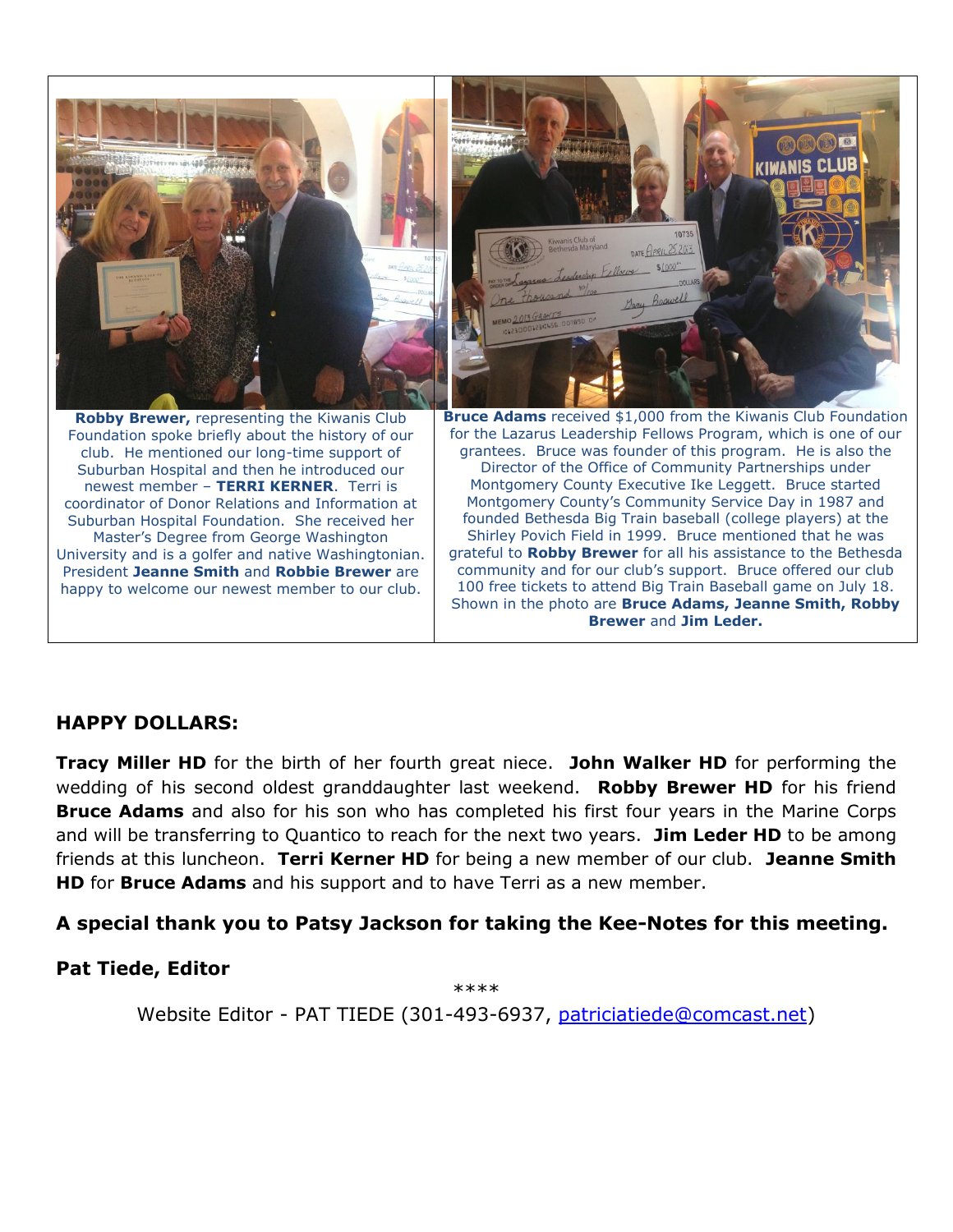**Robby Brewer,** representing the Kiwanis Club Foundation spoke briefly about the history of our club. He mentioned our long-time support of Suburban Hospital and then he introduced our newest member – **TERRI KERNER**. Terri is coordinator of Donor Relations and Information at Suburban Hospital Foundation. She received her Master's Degree from George Washington University and is a golfer and native Washingtonian. President **Jeanne Smith** and **Robbie Brewer** are happy to welcome our newest member to our club.

**Bruce Adams** received $1,000 from the Kiwanis Club Foundation for the Lazarus Leadership Fellows Program, which is one of our grantees. Bruce was founder of this program. He is also the Director of the Office of Community Partnerships under Montgomery County Executive Ike Leggett. Bruce started Montgomery County's Community Service Day in 1987 and founded Bethesda Big Train baseball (college players) at the Shirley Povich Field in 1999. Bruce mentioned that he was grateful to **Robby Brewer** for all his assistance to the Bethesda community and for our club's support. Bruce offered our club 100 free tickets to attend Big Train Baseball game on July 18. Shown in the photo are **Bruce Adams, Jeanne Smith, Robby Brewer** and **Jim Leder.**

## HAPPY DOLLARS:

**Tracy Miller HD** for the birth of her fourth great niece. **John Walker HD** for performing the wedding of his second oldest granddaughter last weekend. **Robby Brewer HD** for his friend **Bruce Adams** and also for his son who has completed his first four years in the Marine Corps and will be transferring to Quantico to reach for the next two years. **Jim Leder HD** to be among friends at this luncheon. **Terri Kerner HD** for being a new member of our club. **Jeanne Smith HD** for **Bruce Adams** and his support and to have Terri as a new member.

**A special thank you to Patsy Jackson for taking the Kee-Notes for this meeting.**

**Pat Tiede, Editor**

****

Website Editor - PAT TIEDE (301-493-6937, patriciatiede@comcast.net)